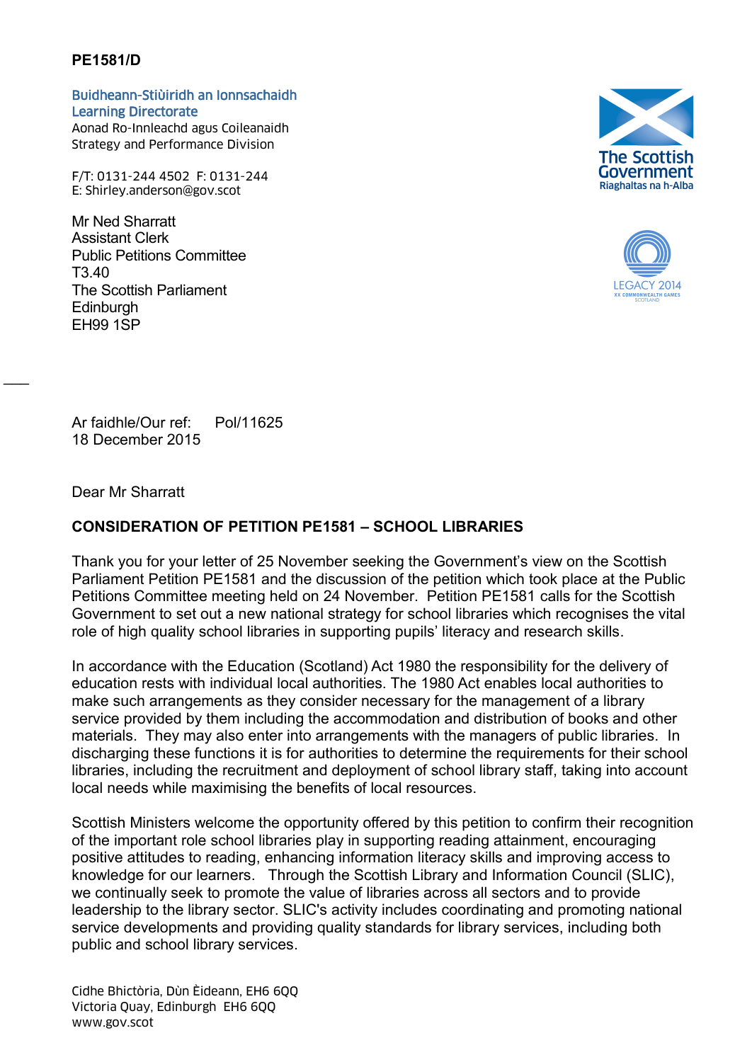**PE1581/D**

Buidheann-Stiùiridh an Ionnsachaidh
Learning Directorate
Aonad Ro-Innleachd agus Coileanaidh
Strategy and Performance Division

F/T: 0131-244 4502 F: 0131-244
E: Shirley.anderson@gov.scot

The Scottish Government
Riaghaltas na h-Alba

LEGACY 2014
XX COMMONWEALTH GAMES
SCOTLAND

Mr Ned Sharratt
Assistant Clerk
Public Petitions Committee
T3.40
The Scottish Parliament
Edinburgh
EH99 1SP

Ar faidhle/Our ref: Pol/11625
18 December 2015

Dear Mr Sharratt

**CONSIDERATION OF PETITION PE1581 – SCHOOL LIBRARIES**

Thank you for your letter of 25 November seeking the Government's view on the Scottish Parliament Petition PE1581 and the discussion of the petition which took place at the Public Petitions Committee meeting held on 24 November. Petition PE1581 calls for the Scottish Government to set out a new national strategy for school libraries which recognises the vital role of high quality school libraries in supporting pupils' literacy and research skills.

In accordance with the Education (Scotland) Act 1980 the responsibility for the delivery of education rests with individual local authorities. The 1980 Act enables local authorities to make such arrangements as they consider necessary for the management of a library service provided by them including the accommodation and distribution of books and other materials. They may also enter into arrangements with the managers of public libraries. In discharging these functions it is for authorities to determine the requirements for their school libraries, including the recruitment and deployment of school library staff, taking into account local needs while maximising the benefits of local resources.

Scottish Ministers welcome the opportunity offered by this petition to confirm their recognition of the important role school libraries play in supporting reading attainment, encouraging positive attitudes to reading, enhancing information literacy skills and improving access to knowledge for our learners. Through the Scottish Library and Information Council (SLIC), we continually seek to promote the value of libraries across all sectors and to provide leadership to the library sector. SLIC's activity includes coordinating and promoting national service developments and providing quality standards for library services, including both public and school library services.

Cidhe Bhictòria, Dùn Èideann, EH6 6QQ
Victoria Quay, Edinburgh EH6 6QQ
www.gov.scot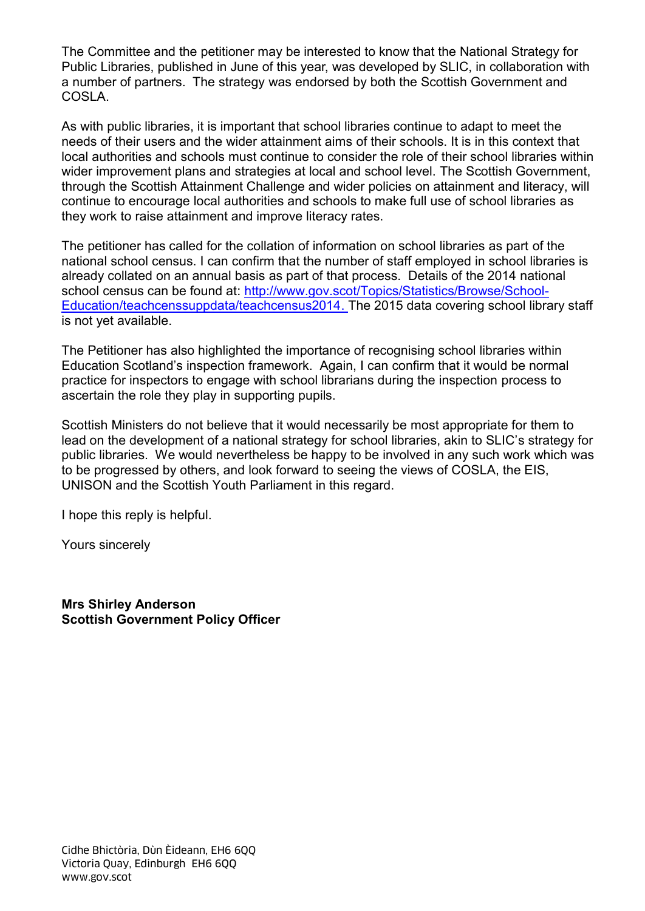The Committee and the petitioner may be interested to know that the National Strategy for Public Libraries, published in June of this year, was developed by SLIC, in collaboration with a number of partners. The strategy was endorsed by both the Scottish Government and COSLA.

As with public libraries, it is important that school libraries continue to adapt to meet the needs of their users and the wider attainment aims of their schools. It is in this context that local authorities and schools must continue to consider the role of their school libraries within wider improvement plans and strategies at local and school level. The Scottish Government, through the Scottish Attainment Challenge and wider policies on attainment and literacy, will continue to encourage local authorities and schools to make full use of school libraries as they work to raise attainment and improve literacy rates.

The petitioner has called for the collation of information on school libraries as part of the national school census. I can confirm that the number of staff employed in school libraries is already collated on an annual basis as part of that process. Details of the 2014 national school census can be found at: [http://www.gov.scot/Topics/Statistics/Browse/School-Education/teachcenssuppdata/teachcensus2014.](http://www.gov.scot/Topics/Statistics/Browse/School-Education/teachcenssuppdata/teachcensus2014) The 2015 data covering school library staff is not yet available.

The Petitioner has also highlighted the importance of recognising school libraries within Education Scotland's inspection framework. Again, I can confirm that it would be normal practice for inspectors to engage with school librarians during the inspection process to ascertain the role they play in supporting pupils.

Scottish Ministers do not believe that it would necessarily be most appropriate for them to lead on the development of a national strategy for school libraries, akin to SLIC's strategy for public libraries. We would nevertheless be happy to be involved in any such work which was to be progressed by others, and look forward to seeing the views of COSLA, the EIS, UNISON and the Scottish Youth Parliament in this regard.

I hope this reply is helpful.

Yours sincerely

**Mrs Shirley Anderson**
**Scottish Government Policy Officer**

Cidhe Bhictòria, Dùn Èideann, EH6 6QQ
Victoria Quay, Edinburgh EH6 6QQ
www.gov.scot